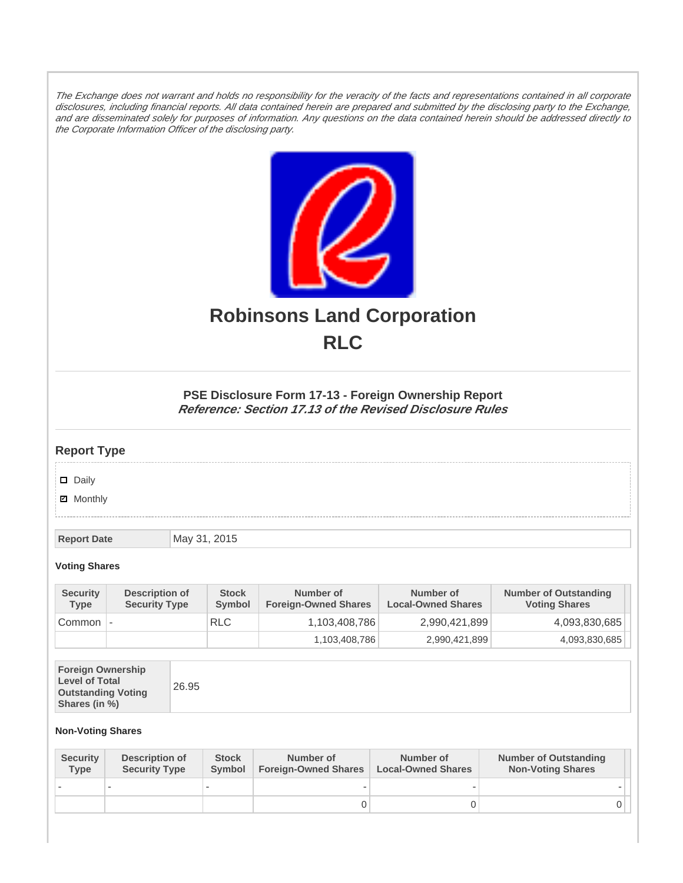*The Exchange does not warrant and holds no responsibility for the veracity of the facts and representations contained in all corporate disclosures, including financial reports. All data contained herein are prepared and submitted by the disclosing party to the Exchange, and are disseminated solely for purposes of information. Any questions on the data contained herein should be addressed directly to the Corporate Information Officer of the disclosing party.*

# Robinsons Land Corporation
# RLC

### PSE Disclosure Form 17-13 - Foreign Ownership Report
***Reference: Section 17.13 of the Revised Disclosure Rules***

## Report Type

- ☐ Daily
- ☑ Monthly

| Report Date | May 31, 2015 |
|---|---|

**Voting Shares**

| Security Type | Description of Security Type | Stock Symbol | Number of Foreign-Owned Shares | Number of Local-Owned Shares | Number of Outstanding Voting Shares |
|---|---|---|---|---|---|
| Common | - | RLC | 1,103,408,786 | 2,990,421,899 | 4,093,830,685 |
| | | | 1,103,408,786 | 2,990,421,899 | 4,093,830,685 |

| Foreign Ownership Level of Total Outstanding Voting Shares (in %) | 26.95 |
|---|---|

**Non-Voting Shares**

| Security Type | Description of Security Type | Stock Symbol | Number of Foreign-Owned Shares | Number of Local-Owned Shares | Number of Outstanding Non-Voting Shares |
|---|---|---|---|---|---|
| - | - | - | - | - | - |
| | | | 0 | 0 | 0 |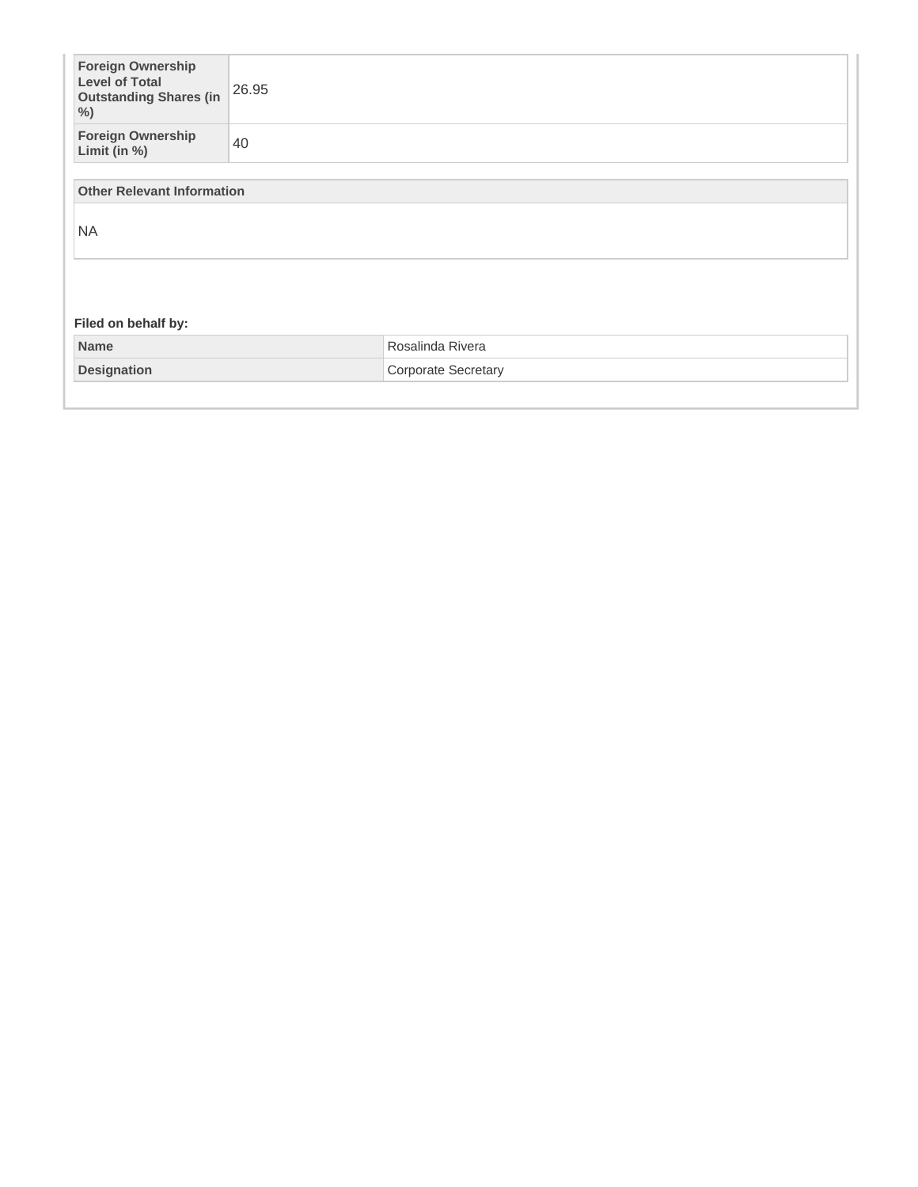| | |
|---|---|
| **Foreign Ownership Level of Total Outstanding Shares (in %)** | 26.95 |
| **Foreign Ownership Limit (in %)** | 40 |

| **Other Relevant Information** |
|---|
| NA |

**Filed on behalf by:**

| | |
|---|---|
| **Name** | Rosalinda Rivera |
| **Designation** | Corporate Secretary |